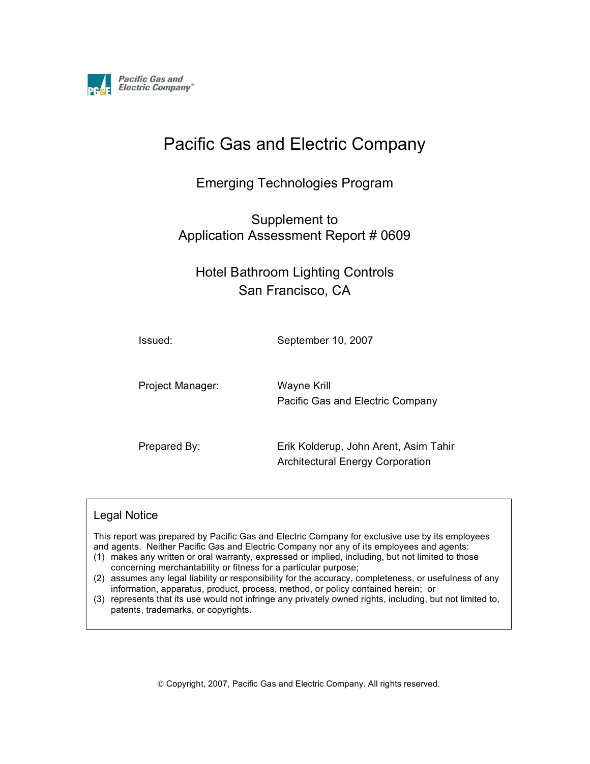Pacific Gas and Electric Company

# Pacific Gas and Electric Company

## Emerging Technologies Program

## Supplement to Application Assessment Report # 0609

## Hotel Bathroom Lighting Controls San Francisco, CA

Issued: September 10, 2007

Project Manager: Wayne Krill
Pacific Gas and Electric Company

Prepared By: Erik Kolderup, John Arent, Asim Tahir
Architectural Energy Corporation

### Legal Notice

This report was prepared by Pacific Gas and Electric Company for exclusive use by its employees and agents. Neither Pacific Gas and Electric Company nor any of its employees and agents:

(1) makes any written or oral warranty, expressed or implied, including, but not limited to those concerning merchantability or fitness for a particular purpose;
(2) assumes any legal liability or responsibility for the accuracy, completeness, or usefulness of any information, apparatus, product, process, method, or policy contained herein; or
(3) represents that its use would not infringe any privately owned rights, including, but not limited to, patents, trademarks, or copyrights.

© Copyright, 2007, Pacific Gas and Electric Company. All rights reserved.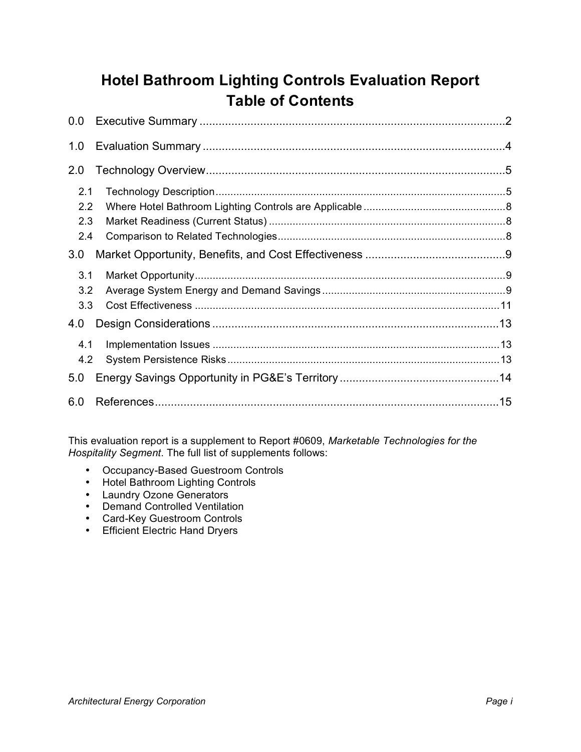# Hotel Bathroom Lighting Controls Evaluation Report
# Table of Contents

- 0.0 Executive Summary ....................................................................................... 2
- 1.0 Evaluation Summary ...................................................................................... 4
- 2.0 Technology Overview ..................................................................................... 5
  - 2.1 Technology Description ............................................................................ 5
  - 2.2 Where Hotel Bathroom Lighting Controls are Applicable ............................ 8
  - 2.3 Market Readiness (Current Status) ........................................................... 8
  - 2.4 Comparison to Related Technologies ........................................................ 8
- 3.0 Market Opportunity, Benefits, and Cost Effectiveness ....................................... 9
  - 3.1 Market Opportunity .................................................................................. 9
  - 3.2 Average System Energy and Demand Savings .......................................... 9
  - 3.3 Cost Effectiveness .................................................................................. 11
- 4.0 Design Considerations .................................................................................. 13
  - 4.1 Implementation Issues ............................................................................ 13
  - 4.2 System Persistence Risks ....................................................................... 13
- 5.0 Energy Savings Opportunity in PG&E's Territory ............................................. 14
- 6.0 References .................................................................................................. 15

This evaluation report is a supplement to Report #0609, *Marketable Technologies for the Hospitality Segment*. The full list of supplements follows:

- Occupancy-Based Guestroom Controls
- Hotel Bathroom Lighting Controls
- Laundry Ozone Generators
- Demand Controlled Ventilation
- Card-Key Guestroom Controls
- Efficient Electric Hand Dryers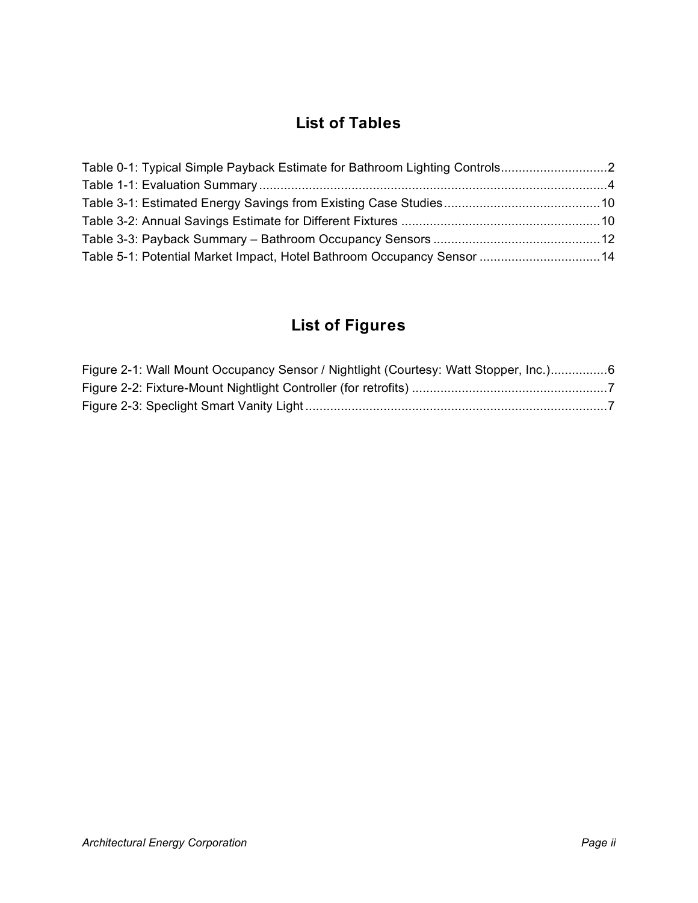## List of Tables

Table 0-1: Typical Simple Payback Estimate for Bathroom Lighting Controls..............................2
Table 1-1: Evaluation Summary..................................................................................................4
Table 3-1: Estimated Energy Savings from Existing Case Studies............................................10
Table 3-2: Annual Savings Estimate for Different Fixtures ........................................................10
Table 3-3: Payback Summary – Bathroom Occupancy Sensors ...............................................12
Table 5-1: Potential Market Impact, Hotel Bathroom Occupancy Sensor ..................................14

## List of Figures

Figure 2-1: Wall Mount Occupancy Sensor / Nightlight (Courtesy: Watt Stopper, Inc.)................6
Figure 2-2: Fixture-Mount Nightlight Controller (for retrofits) .......................................................7
Figure 2-3: Speclight Smart Vanity Light ....................................................................................7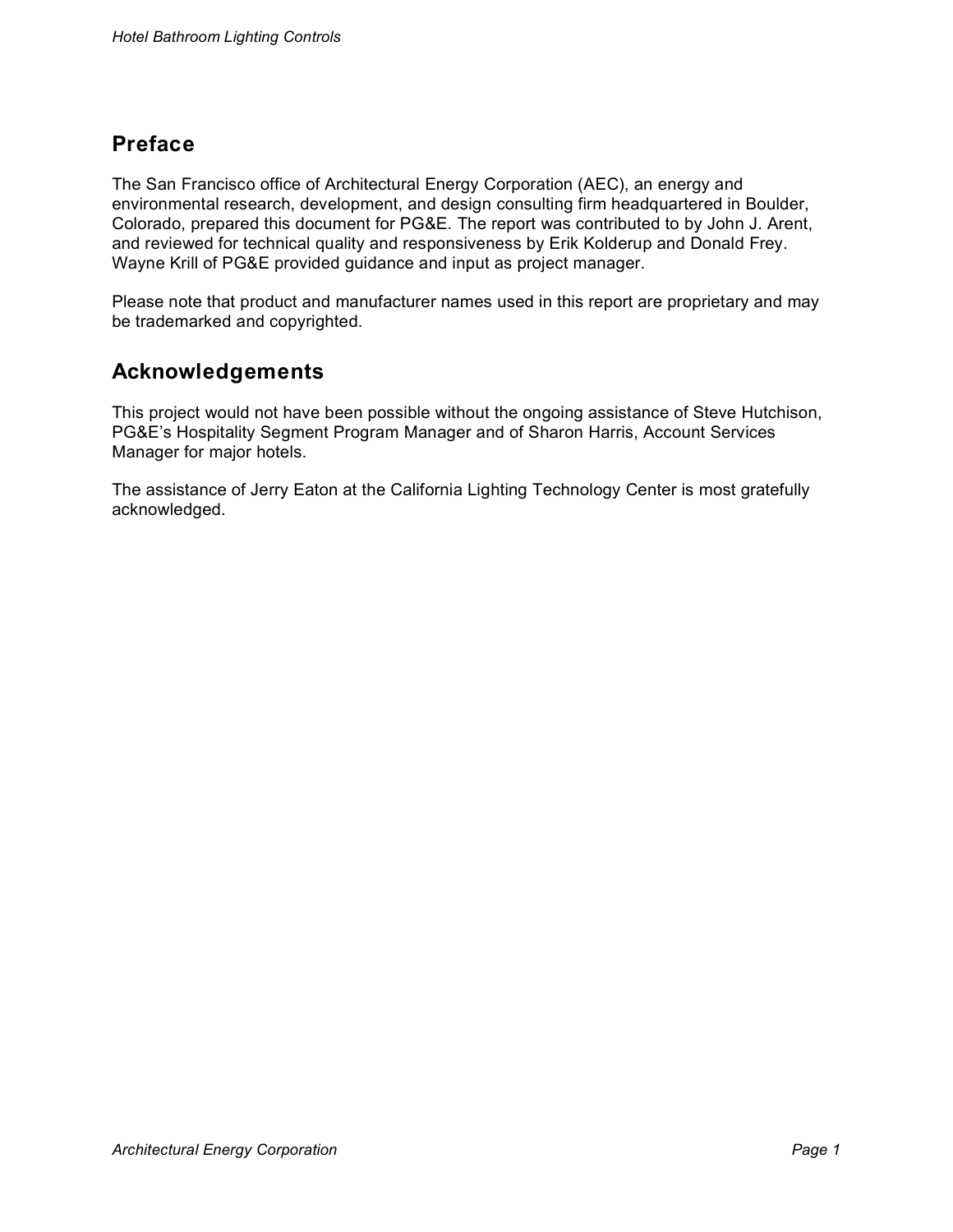## Preface

The San Francisco office of Architectural Energy Corporation (AEC), an energy and environmental research, development, and design consulting firm headquartered in Boulder, Colorado, prepared this document for PG&E. The report was contributed to by John J. Arent, and reviewed for technical quality and responsiveness by Erik Kolderup and Donald Frey. Wayne Krill of PG&E provided guidance and input as project manager.

Please note that product and manufacturer names used in this report are proprietary and may be trademarked and copyrighted.

## Acknowledgements

This project would not have been possible without the ongoing assistance of Steve Hutchison, PG&E's Hospitality Segment Program Manager and of Sharon Harris, Account Services Manager for major hotels.

The assistance of Jerry Eaton at the California Lighting Technology Center is most gratefully acknowledged.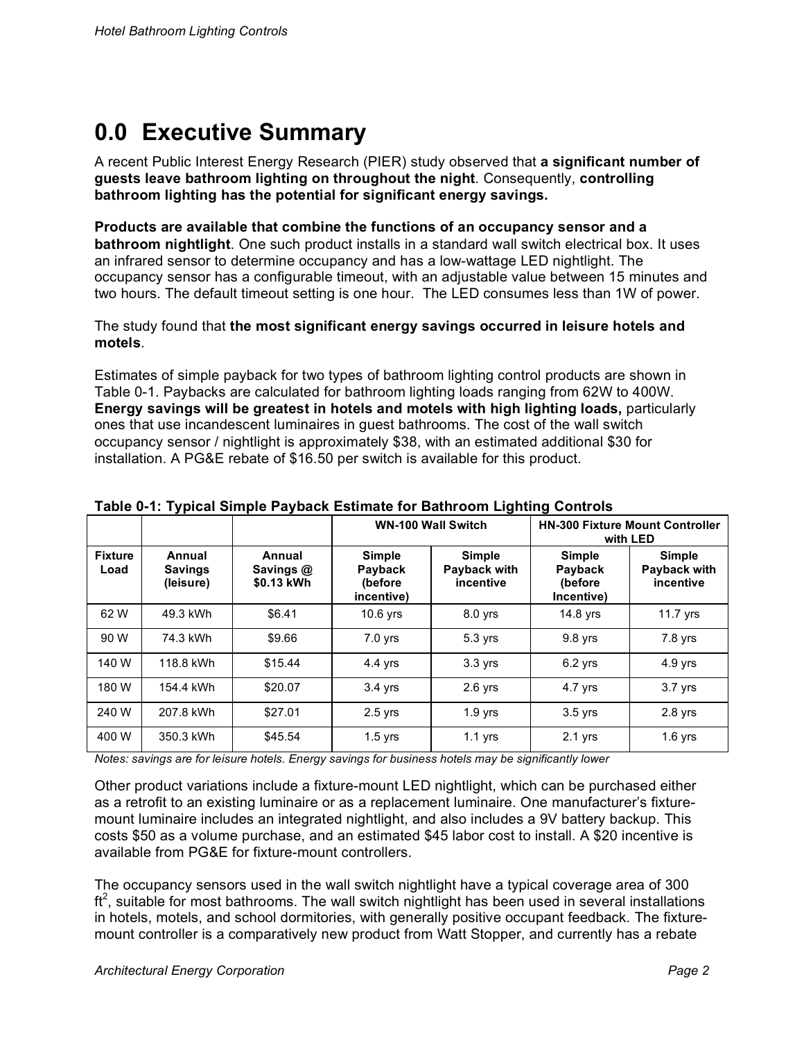# 0.0 Executive Summary

A recent Public Interest Energy Research (PIER) study observed that **a significant number of guests leave bathroom lighting on throughout the night**. Consequently, **controlling bathroom lighting has the potential for significant energy savings.**

**Products are available that combine the functions of an occupancy sensor and a bathroom nightlight**. One such product installs in a standard wall switch electrical box. It uses an infrared sensor to determine occupancy and has a low-wattage LED nightlight. The occupancy sensor has a configurable timeout, with an adjustable value between 15 minutes and two hours. The default timeout setting is one hour. The LED consumes less than 1W of power.

The study found that **the most significant energy savings occurred in leisure hotels and motels**.

Estimates of simple payback for two types of bathroom lighting control products are shown in Table 0-1. Paybacks are calculated for bathroom lighting loads ranging from 62W to 400W. **Energy savings will be greatest in hotels and motels with high lighting loads,** particularly ones that use incandescent luminaires in guest bathrooms. The cost of the wall switch occupancy sensor / nightlight is approximately $38, with an estimated additional $30 for installation. A PG&E rebate of $16.50 per switch is available for this product.

**Table 0-1: Typical Simple Payback Estimate for Bathroom Lighting Controls**

| | | | WN-100 Wall Switch | | HN-300 Fixture Mount Controller with LED | |
|---|---|---|---|---|---|---|
| **Fixture Load** | **Annual Savings (leisure)** | **Annual Savings @ $0.13 kWh** | **Simple Payback (before incentive)** | **Simple Payback with incentive** | **Simple Payback (before Incentive)** | **Simple Payback with incentive** |
| 62 W | 49.3 kWh | $6.41 | 10.6 yrs | 8.0 yrs | 14.8 yrs | 11.7 yrs |
| 90 W | 74.3 kWh | $9.66 | 7.0 yrs | 5.3 yrs | 9.8 yrs | 7.8 yrs |
| 140 W | 118.8 kWh | $15.44 | 4.4 yrs | 3.3 yrs | 6.2 yrs | 4.9 yrs |
| 180 W | 154.4 kWh | $20.07 | 3.4 yrs | 2.6 yrs | 4.7 yrs | 3.7 yrs |
| 240 W | 207.8 kWh | $27.01 | 2.5 yrs | 1.9 yrs | 3.5 yrs | 2.8 yrs |
| 400 W | 350.3 kWh | $45.54 | 1.5 yrs | 1.1 yrs | 2.1 yrs | 1.6 yrs |

*Notes: savings are for leisure hotels. Energy savings for business hotels may be significantly lower*

Other product variations include a fixture-mount LED nightlight, which can be purchased either as a retrofit to an existing luminaire or as a replacement luminaire. One manufacturer's fixture-mount luminaire includes an integrated nightlight, and also includes a 9V battery backup. This costs $50 as a volume purchase, and an estimated $45 labor cost to install. A $20 incentive is available from PG&E for fixture-mount controllers.

The occupancy sensors used in the wall switch nightlight have a typical coverage area of 300 $ft^2$, suitable for most bathrooms. The wall switch nightlight has been used in several installations in hotels, motels, and school dormitories, with generally positive occupant feedback. The fixture-mount controller is a comparatively new product from Watt Stopper, and currently has a rebate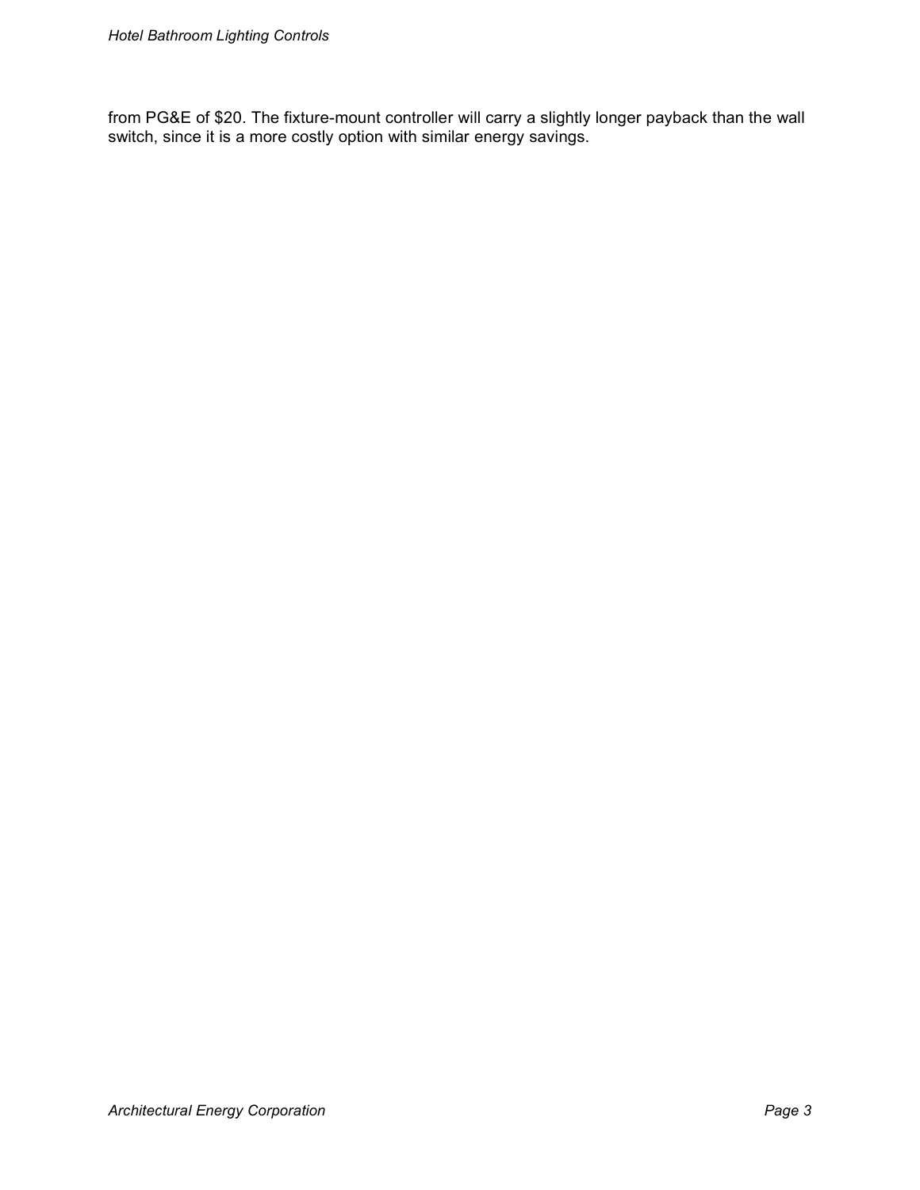from PG&E of $20. The fixture-mount controller will carry a slightly longer payback than the wall switch, since it is a more costly option with similar energy savings.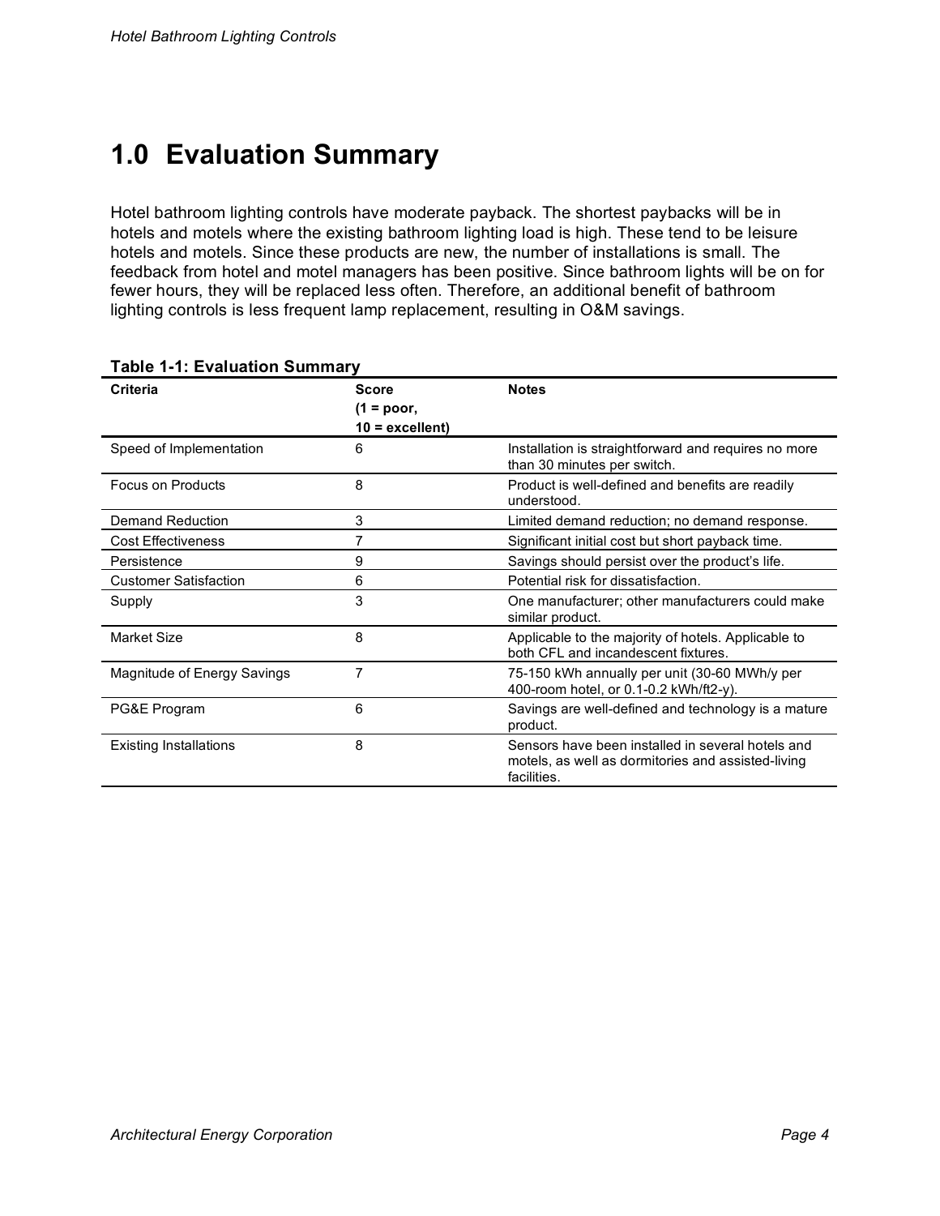# 1.0 Evaluation Summary

Hotel bathroom lighting controls have moderate payback. The shortest paybacks will be in hotels and motels where the existing bathroom lighting load is high. These tend to be leisure hotels and motels. Since these products are new, the number of installations is small. The feedback from hotel and motel managers has been positive. Since bathroom lights will be on for fewer hours, they will be replaced less often. Therefore, an additional benefit of bathroom lighting controls is less frequent lamp replacement, resulting in O&M savings.

**Table 1-1: Evaluation Summary**

| Criteria | Score (1 = poor, 10 = excellent) | Notes |
|---|---|---|
| Speed of Implementation | 6 | Installation is straightforward and requires no more than 30 minutes per switch. |
| Focus on Products | 8 | Product is well-defined and benefits are readily understood. |
| Demand Reduction | 3 | Limited demand reduction; no demand response. |
| Cost Effectiveness | 7 | Significant initial cost but short payback time. |
| Persistence | 9 | Savings should persist over the product's life. |
| Customer Satisfaction | 6 | Potential risk for dissatisfaction. |
| Supply | 3 | One manufacturer; other manufacturers could make similar product. |
| Market Size | 8 | Applicable to the majority of hotels. Applicable to both CFL and incandescent fixtures. |
| Magnitude of Energy Savings | 7 | 75-150 kWh annually per unit (30-60 MWh/y per 400-room hotel, or 0.1-0.2 kWh/ft2-y). |
| PG&E Program | 6 | Savings are well-defined and technology is a mature product. |
| Existing Installations | 8 | Sensors have been installed in several hotels and motels, as well as dormitories and assisted-living facilities. |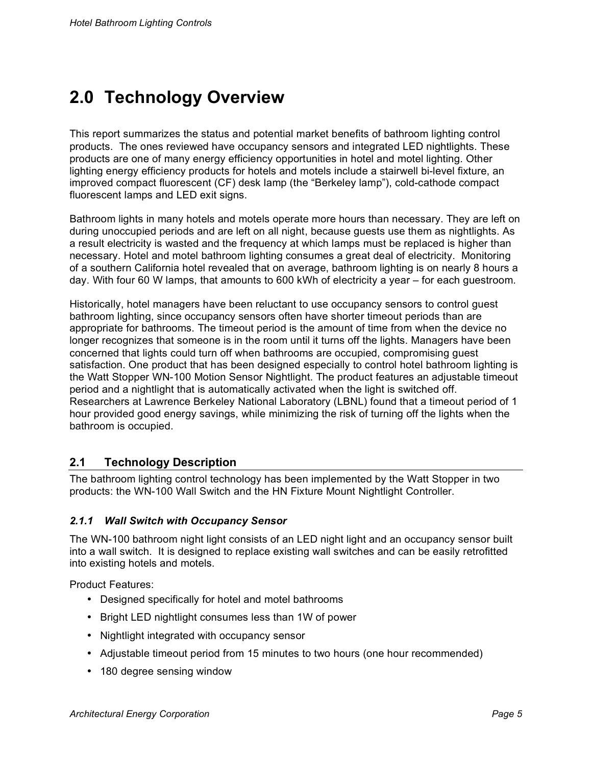# 2.0 Technology Overview

This report summarizes the status and potential market benefits of bathroom lighting control products. The ones reviewed have occupancy sensors and integrated LED nightlights. These products are one of many energy efficiency opportunities in hotel and motel lighting. Other lighting energy efficiency products for hotels and motels include a stairwell bi-level fixture, an improved compact fluorescent (CF) desk lamp (the "Berkeley lamp"), cold-cathode compact fluorescent lamps and LED exit signs.

Bathroom lights in many hotels and motels operate more hours than necessary. They are left on during unoccupied periods and are left on all night, because guests use them as nightlights. As a result electricity is wasted and the frequency at which lamps must be replaced is higher than necessary. Hotel and motel bathroom lighting consumes a great deal of electricity. Monitoring of a southern California hotel revealed that on average, bathroom lighting is on nearly 8 hours a day. With four 60 W lamps, that amounts to 600 kWh of electricity a year – for each guestroom.

Historically, hotel managers have been reluctant to use occupancy sensors to control guest bathroom lighting, since occupancy sensors often have shorter timeout periods than are appropriate for bathrooms. The timeout period is the amount of time from when the device no longer recognizes that someone is in the room until it turns off the lights. Managers have been concerned that lights could turn off when bathrooms are occupied, compromising guest satisfaction. One product that has been designed especially to control hotel bathroom lighting is the Watt Stopper WN-100 Motion Sensor Nightlight. The product features an adjustable timeout period and a nightlight that is automatically activated when the light is switched off. Researchers at Lawrence Berkeley National Laboratory (LBNL) found that a timeout period of 1 hour provided good energy savings, while minimizing the risk of turning off the lights when the bathroom is occupied.

## 2.1 Technology Description

The bathroom lighting control technology has been implemented by the Watt Stopper in two products: the WN-100 Wall Switch and the HN Fixture Mount Nightlight Controller.

### *2.1.1 Wall Switch with Occupancy Sensor*

The WN-100 bathroom night light consists of an LED night light and an occupancy sensor built into a wall switch. It is designed to replace existing wall switches and can be easily retrofitted into existing hotels and motels.

Product Features:

- Designed specifically for hotel and motel bathrooms
- Bright LED nightlight consumes less than 1W of power
- Nightlight integrated with occupancy sensor
- Adjustable timeout period from 15 minutes to two hours (one hour recommended)
- 180 degree sensing window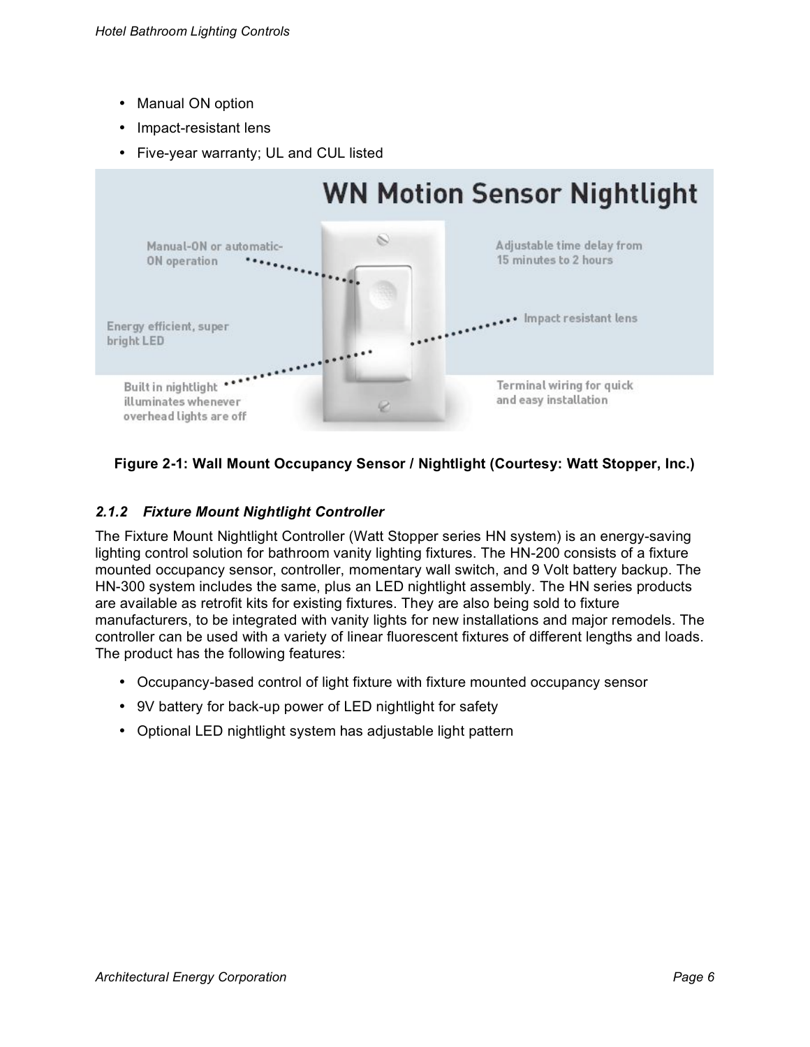- Manual ON option
- Impact-resistant lens
- Five-year warranty; UL and CUL listed

**Figure 2-1: Wall Mount Occupancy Sensor / Nightlight (Courtesy: Watt Stopper, Inc.)**

### *2.1.2 Fixture Mount Nightlight Controller*

The Fixture Mount Nightlight Controller (Watt Stopper series HN system) is an energy-saving lighting control solution for bathroom vanity lighting fixtures. The HN-200 consists of a fixture mounted occupancy sensor, controller, momentary wall switch, and 9 Volt battery backup. The HN-300 system includes the same, plus an LED nightlight assembly. The HN series products are available as retrofit kits for existing fixtures. They are also being sold to fixture manufacturers, to be integrated with vanity lights for new installations and major remodels. The controller can be used with a variety of linear fluorescent fixtures of different lengths and loads. The product has the following features:

- Occupancy-based control of light fixture with fixture mounted occupancy sensor
- 9V battery for back-up power of LED nightlight for safety
- Optional LED nightlight system has adjustable light pattern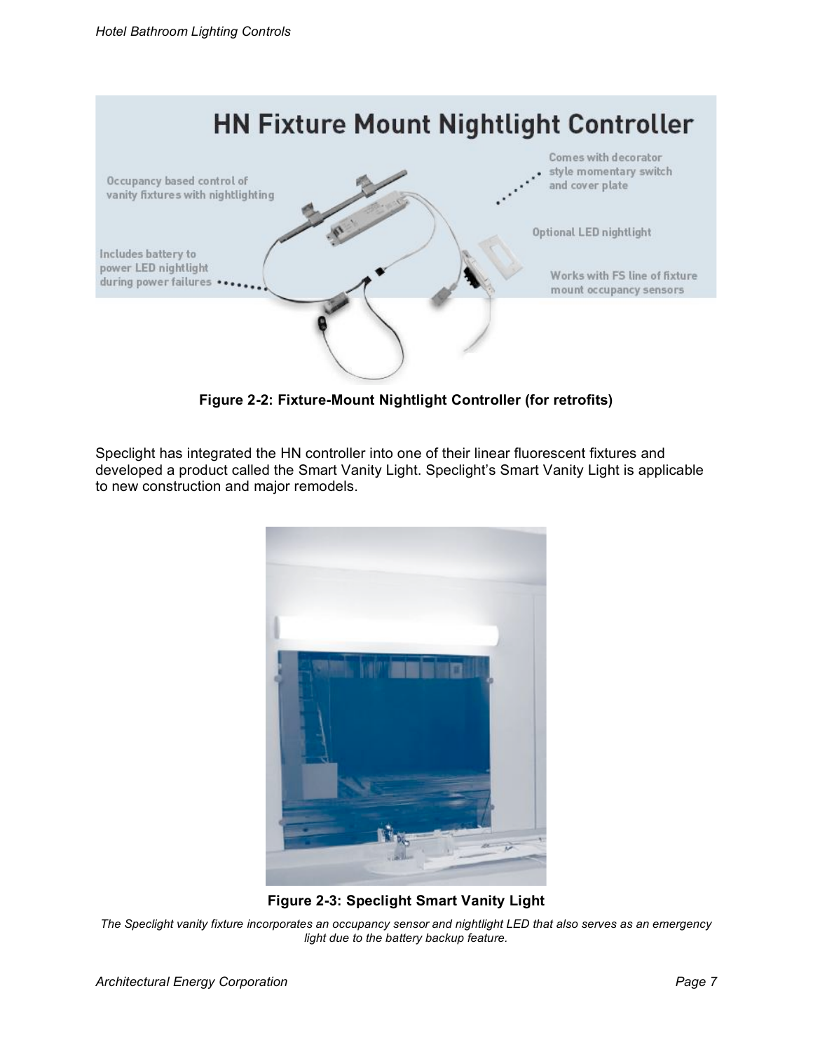Figure 2-2: Fixture-Mount Nightlight Controller (for retrofits)

Speclight has integrated the HN controller into one of their linear fluorescent fixtures and developed a product called the Smart Vanity Light. Speclight's Smart Vanity Light is applicable to new construction and major remodels.

**Figure 2-3: Speclight Smart Vanity Light**

*The Speclight vanity fixture incorporates an occupancy sensor and nightlight LED that also serves as an emergency light due to the battery backup feature.*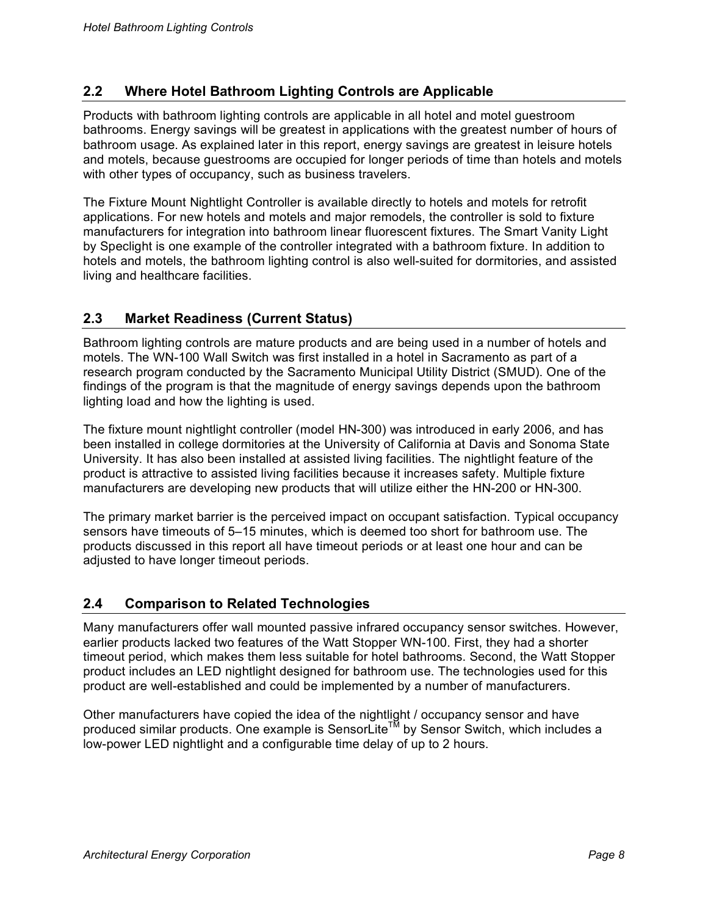## 2.2 Where Hotel Bathroom Lighting Controls are Applicable

Products with bathroom lighting controls are applicable in all hotel and motel guestroom bathrooms. Energy savings will be greatest in applications with the greatest number of hours of bathroom usage. As explained later in this report, energy savings are greatest in leisure hotels and motels, because guestrooms are occupied for longer periods of time than hotels and motels with other types of occupancy, such as business travelers.

The Fixture Mount Nightlight Controller is available directly to hotels and motels for retrofit applications. For new hotels and motels and major remodels, the controller is sold to fixture manufacturers for integration into bathroom linear fluorescent fixtures. The Smart Vanity Light by Speclight is one example of the controller integrated with a bathroom fixture. In addition to hotels and motels, the bathroom lighting control is also well-suited for dormitories, and assisted living and healthcare facilities.

## 2.3 Market Readiness (Current Status)

Bathroom lighting controls are mature products and are being used in a number of hotels and motels. The WN-100 Wall Switch was first installed in a hotel in Sacramento as part of a research program conducted by the Sacramento Municipal Utility District (SMUD). One of the findings of the program is that the magnitude of energy savings depends upon the bathroom lighting load and how the lighting is used.

The fixture mount nightlight controller (model HN-300) was introduced in early 2006, and has been installed in college dormitories at the University of California at Davis and Sonoma State University. It has also been installed at assisted living facilities. The nightlight feature of the product is attractive to assisted living facilities because it increases safety. Multiple fixture manufacturers are developing new products that will utilize either the HN-200 or HN-300.

The primary market barrier is the perceived impact on occupant satisfaction. Typical occupancy sensors have timeouts of 5–15 minutes, which is deemed too short for bathroom use. The products discussed in this report all have timeout periods or at least one hour and can be adjusted to have longer timeout periods.

## 2.4 Comparison to Related Technologies

Many manufacturers offer wall mounted passive infrared occupancy sensor switches. However, earlier products lacked two features of the Watt Stopper WN-100. First, they had a shorter timeout period, which makes them less suitable for hotel bathrooms. Second, the Watt Stopper product includes an LED nightlight designed for bathroom use. The technologies used for this product are well-established and could be implemented by a number of manufacturers.

Other manufacturers have copied the idea of the nightlight / occupancy sensor and have produced similar products. One example is SensorLite™ by Sensor Switch, which includes a low-power LED nightlight and a configurable time delay of up to 2 hours.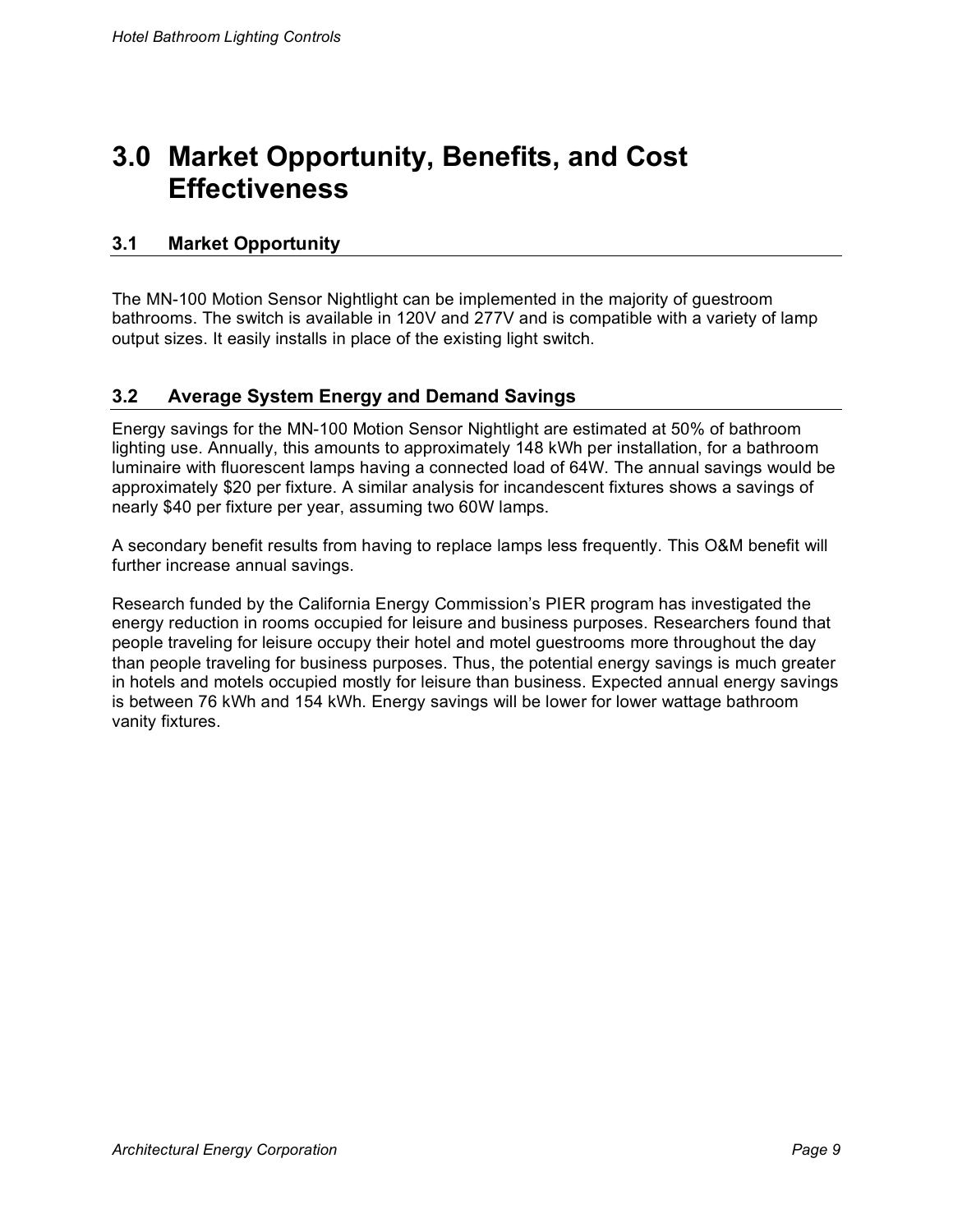# 3.0 Market Opportunity, Benefits, and Cost Effectiveness

## 3.1 Market Opportunity

The MN-100 Motion Sensor Nightlight can be implemented in the majority of guestroom bathrooms. The switch is available in 120V and 277V and is compatible with a variety of lamp output sizes. It easily installs in place of the existing light switch.

## 3.2 Average System Energy and Demand Savings

Energy savings for the MN-100 Motion Sensor Nightlight are estimated at 50% of bathroom lighting use. Annually, this amounts to approximately 148 kWh per installation, for a bathroom luminaire with fluorescent lamps having a connected load of 64W. The annual savings would be approximately $20 per fixture. A similar analysis for incandescent fixtures shows a savings of nearly $40 per fixture per year, assuming two 60W lamps.

A secondary benefit results from having to replace lamps less frequently. This O&M benefit will further increase annual savings.

Research funded by the California Energy Commission's PIER program has investigated the energy reduction in rooms occupied for leisure and business purposes. Researchers found that people traveling for leisure occupy their hotel and motel guestrooms more throughout the day than people traveling for business purposes. Thus, the potential energy savings is much greater in hotels and motels occupied mostly for leisure than business. Expected annual energy savings is between 76 kWh and 154 kWh. Energy savings will be lower for lower wattage bathroom vanity fixtures.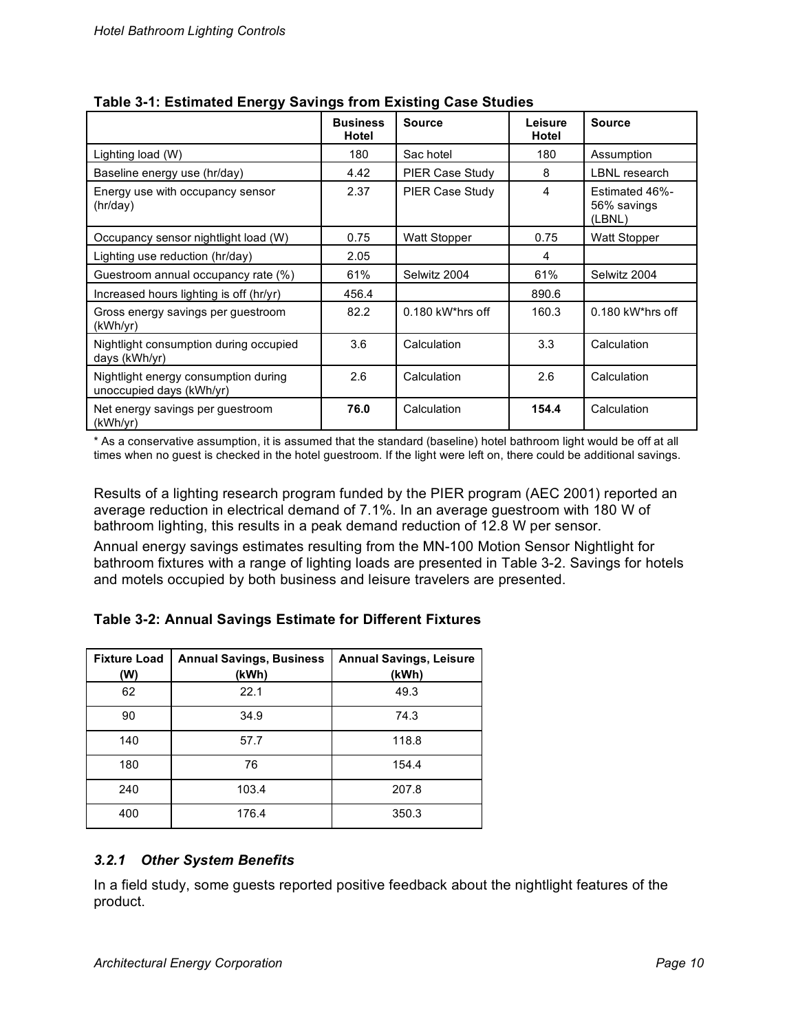**Table 3-1: Estimated Energy Savings from Existing Case Studies**

| | Business Hotel | Source | Leisure Hotel | Source |
|---|---|---|---|---|
| Lighting load (W) | 180 | Sac hotel | 180 | Assumption |
| Baseline energy use (hr/day) | 4.42 | PIER Case Study | 8 | LBNL research |
| Energy use with occupancy sensor (hr/day) | 2.37 | PIER Case Study | 4 | Estimated 46%-56% savings (LBNL) |
| Occupancy sensor nightlight load (W) | 0.75 | Watt Stopper | 0.75 | Watt Stopper |
| Lighting use reduction (hr/day) | 2.05 | | 4 | |
| Guestroom annual occupancy rate (%) | 61% | Selwitz 2004 | 61% | Selwitz 2004 |
| Increased hours lighting is off (hr/yr) | 456.4 | | 890.6 | |
| Gross energy savings per guestroom (kWh/yr) | 82.2 | 0.180 kW*hrs off | 160.3 | 0.180 kW*hrs off |
| Nightlight consumption during occupied days (kWh/yr) | 3.6 | Calculation | 3.3 | Calculation |
| Nightlight energy consumption during unoccupied days (kWh/yr) | 2.6 | Calculation | 2.6 | Calculation |
| Net energy savings per guestroom (kWh/yr) | **76.0** | Calculation | **154.4** | Calculation |

* As a conservative assumption, it is assumed that the standard (baseline) hotel bathroom light would be off at all times when no guest is checked in the hotel guestroom. If the light were left on, there could be additional savings.

Results of a lighting research program funded by the PIER program (AEC 2001) reported an average reduction in electrical demand of 7.1%. In an average guestroom with 180 W of bathroom lighting, this results in a peak demand reduction of 12.8 W per sensor.

Annual energy savings estimates resulting from the MN-100 Motion Sensor Nightlight for bathroom fixtures with a range of lighting loads are presented in Table 3-2. Savings for hotels and motels occupied by both business and leisure travelers are presented.

**Table 3-2: Annual Savings Estimate for Different Fixtures**

| Fixture Load (W) | Annual Savings, Business (kWh) | Annual Savings, Leisure (kWh) |
|---|---|---|
| 62 | 22.1 | 49.3 |
| 90 | 34.9 | 74.3 |
| 140 | 57.7 | 118.8 |
| 180 | 76 | 154.4 |
| 240 | 103.4 | 207.8 |
| 400 | 176.4 | 350.3 |

### *3.2.1 Other System Benefits*

In a field study, some guests reported positive feedback about the nightlight features of the product.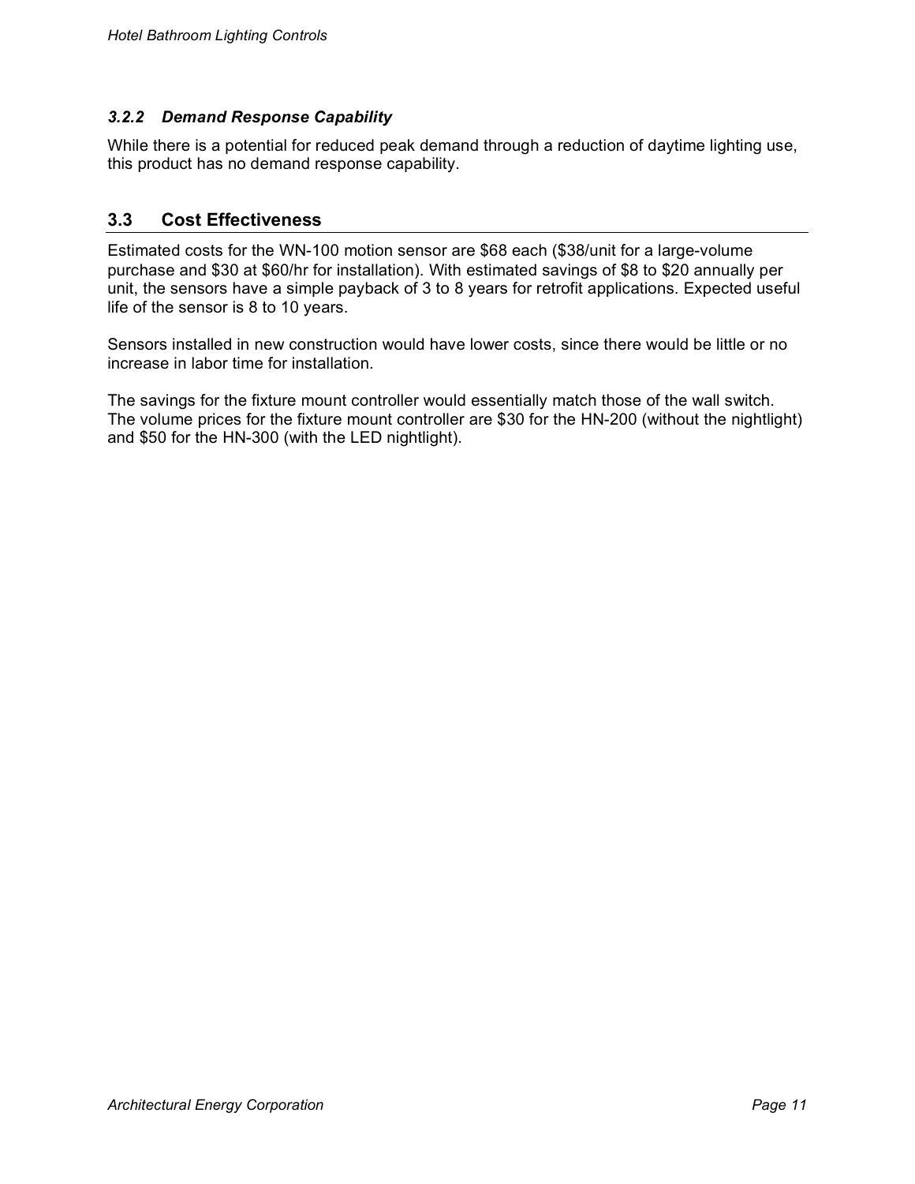#### 3.2.2 Demand Response Capability

While there is a potential for reduced peak demand through a reduction of daytime lighting use, this product has no demand response capability.

### 3.3 Cost Effectiveness

Estimated costs for the WN-100 motion sensor are $68 each ($38/unit for a large-volume purchase and $30 at $60/hr for installation). With estimated savings of $8 to $20 annually per unit, the sensors have a simple payback of 3 to 8 years for retrofit applications. Expected useful life of the sensor is 8 to 10 years.

Sensors installed in new construction would have lower costs, since there would be little or no increase in labor time for installation.

The savings for the fixture mount controller would essentially match those of the wall switch. The volume prices for the fixture mount controller are $30 for the HN-200 (without the nightlight) and $50 for the HN-300 (with the LED nightlight).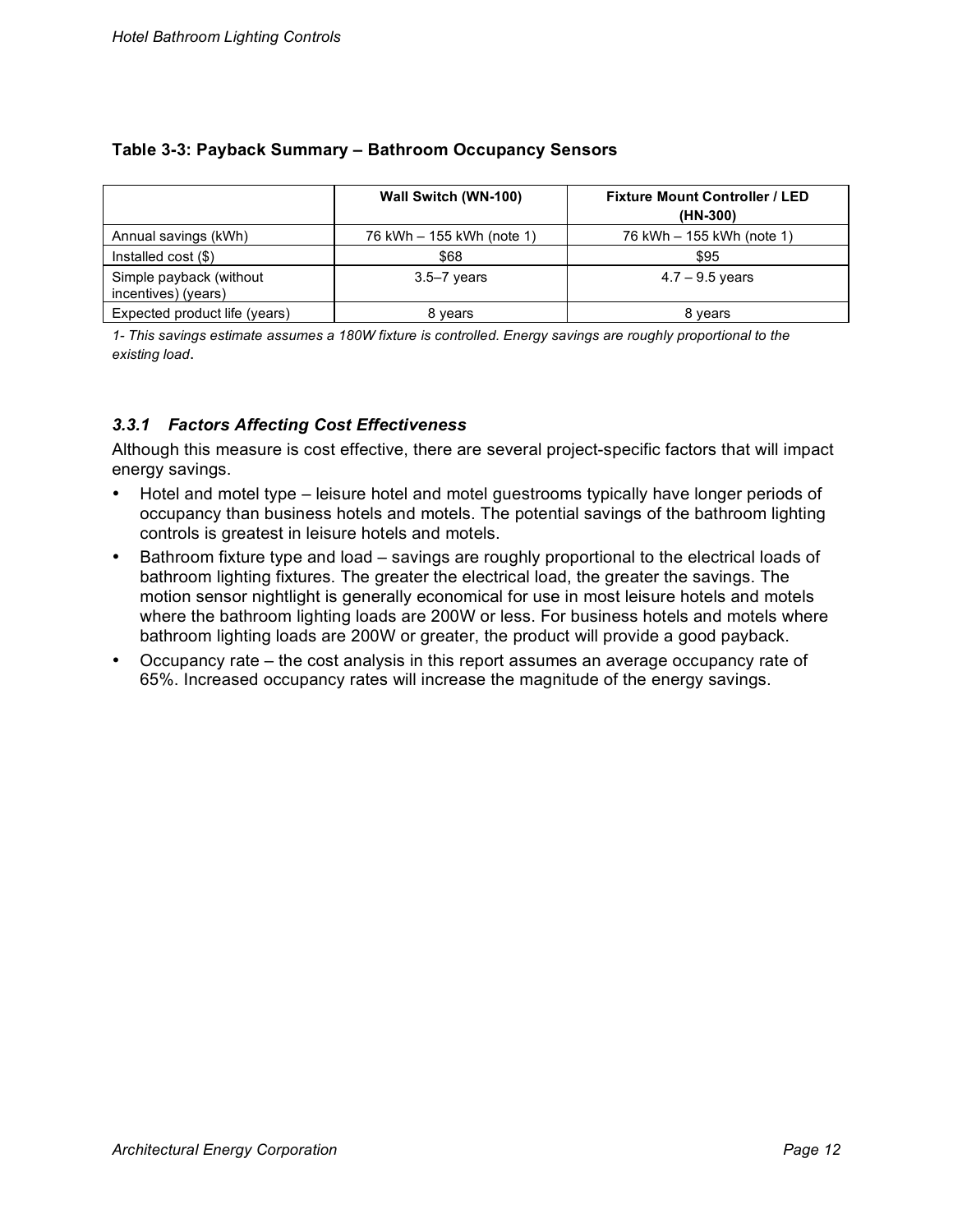**Table 3-3: Payback Summary – Bathroom Occupancy Sensors**

| | Wall Switch (WN-100) | Fixture Mount Controller / LED (HN-300) |
|---|---|---|
| Annual savings (kWh) | 76 kWh – 155 kWh (note 1) | 76 kWh – 155 kWh (note 1) |
| Installed cost ($) | $68 | $95 |
| Simple payback (without incentives) (years) | 3.5–7 years | 4.7 – 9.5 years |
| Expected product life (years) | 8 years | 8 years |

*1- This savings estimate assumes a 180W fixture is controlled. Energy savings are roughly proportional to the existing load.*

### *3.3.1 Factors Affecting Cost Effectiveness*

Although this measure is cost effective, there are several project-specific factors that will impact energy savings.

- Hotel and motel type – leisure hotel and motel guestrooms typically have longer periods of occupancy than business hotels and motels. The potential savings of the bathroom lighting controls is greatest in leisure hotels and motels.
- Bathroom fixture type and load – savings are roughly proportional to the electrical loads of bathroom lighting fixtures. The greater the electrical load, the greater the savings. The motion sensor nightlight is generally economical for use in most leisure hotels and motels where the bathroom lighting loads are 200W or less. For business hotels and motels where bathroom lighting loads are 200W or greater, the product will provide a good payback.
- Occupancy rate – the cost analysis in this report assumes an average occupancy rate of 65%. Increased occupancy rates will increase the magnitude of the energy savings.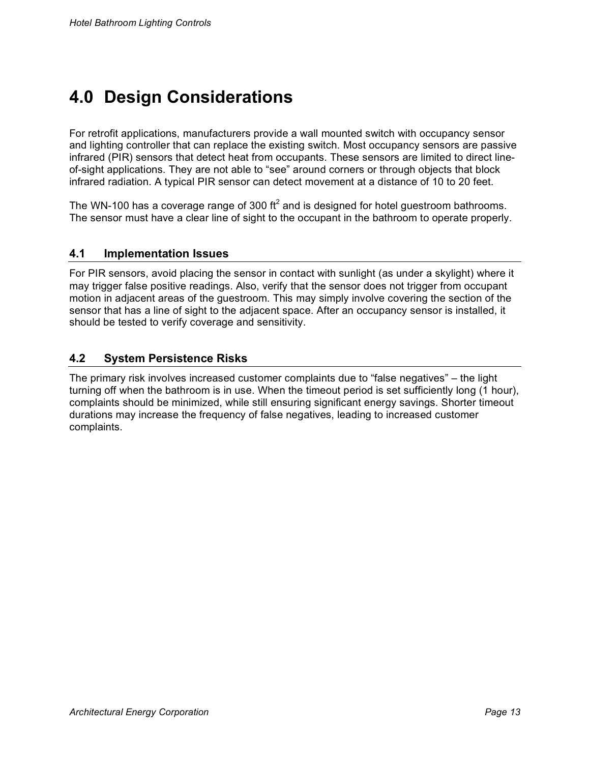# 4.0 Design Considerations

For retrofit applications, manufacturers provide a wall mounted switch with occupancy sensor and lighting controller that can replace the existing switch. Most occupancy sensors are passive infrared (PIR) sensors that detect heat from occupants. These sensors are limited to direct line-of-sight applications. They are not able to “see” around corners or through objects that block infrared radiation. A typical PIR sensor can detect movement at a distance of 10 to 20 feet.

The WN-100 has a coverage range of 300 $ft^2$ and is designed for hotel guestroom bathrooms. The sensor must have a clear line of sight to the occupant in the bathroom to operate properly.

## 4.1 Implementation Issues

For PIR sensors, avoid placing the sensor in contact with sunlight (as under a skylight) where it may trigger false positive readings. Also, verify that the sensor does not trigger from occupant motion in adjacent areas of the guestroom. This may simply involve covering the section of the sensor that has a line of sight to the adjacent space. After an occupancy sensor is installed, it should be tested to verify coverage and sensitivity.

## 4.2 System Persistence Risks

The primary risk involves increased customer complaints due to “false negatives” – the light turning off when the bathroom is in use. When the timeout period is set sufficiently long (1 hour), complaints should be minimized, while still ensuring significant energy savings. Shorter timeout durations may increase the frequency of false negatives, leading to increased customer complaints.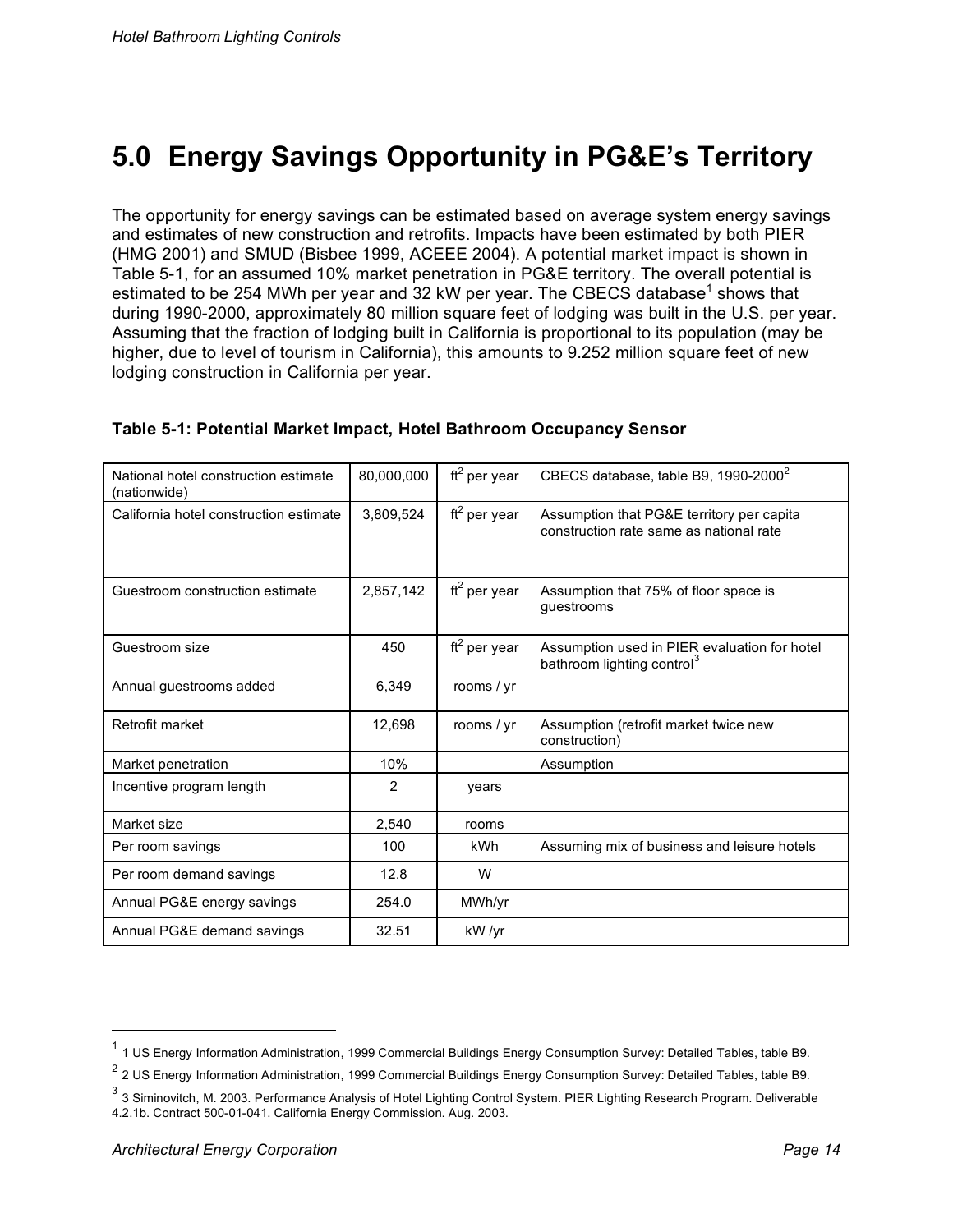# 5.0 Energy Savings Opportunity in PG&E's Territory

The opportunity for energy savings can be estimated based on average system energy savings and estimates of new construction and retrofits. Impacts have been estimated by both PIER (HMG 2001) and SMUD (Bisbee 1999, ACEEE 2004). A potential market impact is shown in Table 5-1, for an assumed 10% market penetration in PG&E territory. The overall potential is estimated to be 254 MWh per year and 32 kW per year. The CBECS database[1] shows that during 1990-2000, approximately 80 million square feet of lodging was built in the U.S. per year. Assuming that the fraction of lodging built in California is proportional to its population (may be higher, due to level of tourism in California), this amounts to 9.252 million square feet of new lodging construction in California per year.

**Table 5-1: Potential Market Impact, Hotel Bathroom Occupancy Sensor**

| | | | |
|---|---|---|---|
| National hotel construction estimate (nationwide) | 80,000,000 | $ft^2$ per year | CBECS database, table B9, 1990-2000[2] |
| California hotel construction estimate | 3,809,524 | $ft^2$ per year | Assumption that PG&E territory per capita construction rate same as national rate |
| Guestroom construction estimate | 2,857,142 | $ft^2$ per year | Assumption that 75% of floor space is guestrooms |
| Guestroom size | 450 | $ft^2$ per year | Assumption used in PIER evaluation for hotel bathroom lighting control[3] |
| Annual guestrooms added | 6,349 | rooms / yr | |
| Retrofit market | 12,698 | rooms / yr | Assumption (retrofit market twice new construction) |
| Market penetration | 10% | | Assumption |
| Incentive program length | 2 | years | |
| Market size | 2,540 | rooms | |
| Per room savings | 100 | kWh | Assuming mix of business and leisure hotels |
| Per room demand savings | 12.8 | W | |
| Annual PG&E energy savings | 254.0 | MWh/yr | |
| Annual PG&E demand savings | 32.51 | kW /yr | |

[1] 1 US Energy Information Administration, 1999 Commercial Buildings Energy Consumption Survey: Detailed Tables, table B9.

[2] 2 US Energy Information Administration, 1999 Commercial Buildings Energy Consumption Survey: Detailed Tables, table B9.

[3] 3 Siminovitch, M. 2003. Performance Analysis of Hotel Lighting Control System. PIER Lighting Research Program. Deliverable 4.2.1b. Contract 500-01-041. California Energy Commission. Aug. 2003.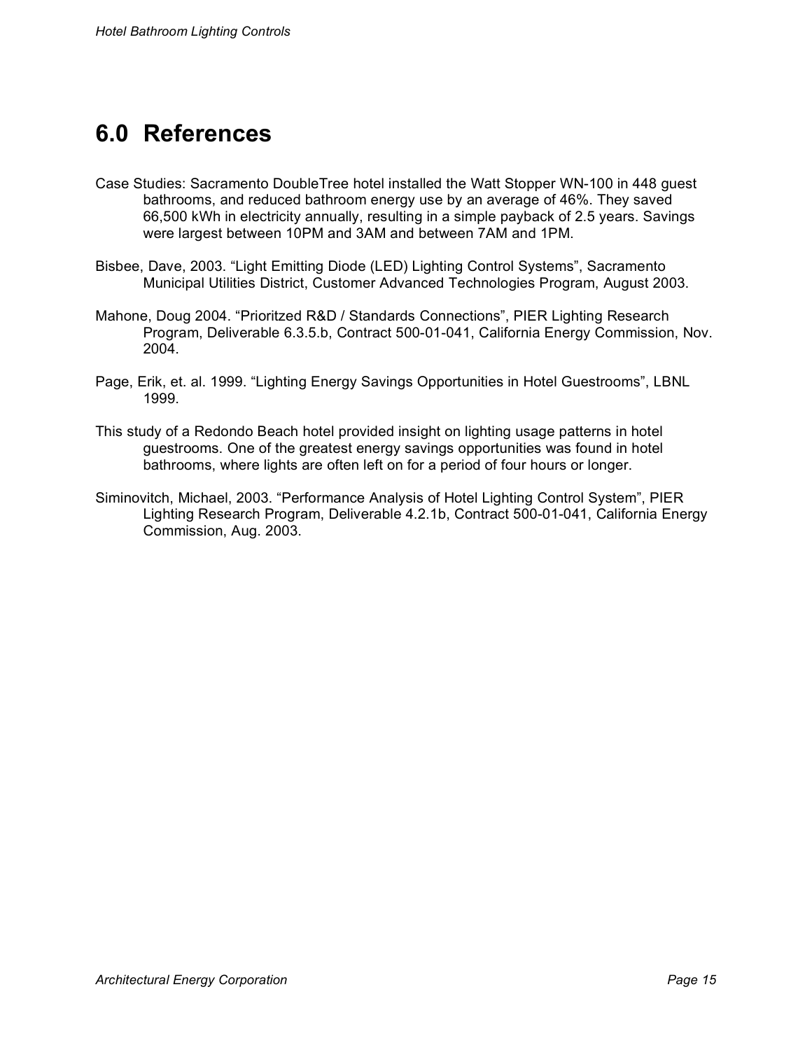# 6.0 References

Case Studies: Sacramento DoubleTree hotel installed the Watt Stopper WN-100 in 448 guest bathrooms, and reduced bathroom energy use by an average of 46%. They saved 66,500 kWh in electricity annually, resulting in a simple payback of 2.5 years. Savings were largest between 10PM and 3AM and between 7AM and 1PM.

Bisbee, Dave, 2003. "Light Emitting Diode (LED) Lighting Control Systems", Sacramento Municipal Utilities District, Customer Advanced Technologies Program, August 2003.

Mahone, Doug 2004. "Prioritzed R&D / Standards Connections", PIER Lighting Research Program, Deliverable 6.3.5.b, Contract 500-01-041, California Energy Commission, Nov. 2004.

Page, Erik, et. al. 1999. "Lighting Energy Savings Opportunities in Hotel Guestrooms", LBNL 1999.

This study of a Redondo Beach hotel provided insight on lighting usage patterns in hotel guestrooms. One of the greatest energy savings opportunities was found in hotel bathrooms, where lights are often left on for a period of four hours or longer.

Siminovitch, Michael, 2003. "Performance Analysis of Hotel Lighting Control System", PIER Lighting Research Program, Deliverable 4.2.1b, Contract 500-01-041, California Energy Commission, Aug. 2003.